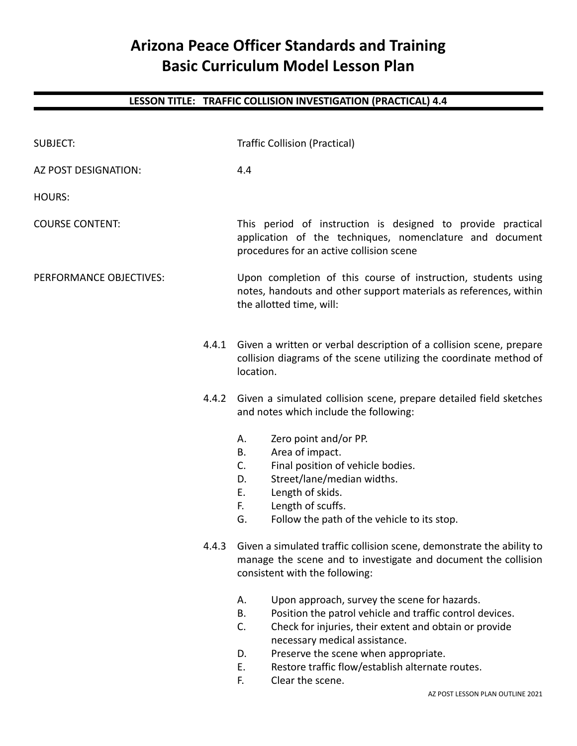# Arizona Peace Officer Standards and Training
# Basic Curriculum Model Lesson Plan

## LESSON TITLE: TRAFFIC COLLISION INVESTIGATION (PRACTICAL) 4.4

SUBJECT: Traffic Collision (Practical)

AZ POST DESIGNATION: 4.4

HOURS:

COURSE CONTENT: This period of instruction is designed to provide practical application of the techniques, nomenclature and document procedures for an active collision scene

PERFORMANCE OBJECTIVES: Upon completion of this course of instruction, students using notes, handouts and other support materials as references, within the allotted time, will:

4.4.1 Given a written or verbal description of a collision scene, prepare collision diagrams of the scene utilizing the coordinate method of location.

4.4.2 Given a simulated collision scene, prepare detailed field sketches and notes which include the following:

- A. Zero point and/or PP.
- B. Area of impact.
- C. Final position of vehicle bodies.
- D. Street/lane/median widths.
- E. Length of skids.
- F. Length of scuffs.
- G. Follow the path of the vehicle to its stop.

4.4.3 Given a simulated traffic collision scene, demonstrate the ability to manage the scene and to investigate and document the collision consistent with the following:

- A. Upon approach, survey the scene for hazards.
- B. Position the patrol vehicle and traffic control devices.
- C. Check for injuries, their extent and obtain or provide necessary medical assistance.
- D. Preserve the scene when appropriate.
- E. Restore traffic flow/establish alternate routes.
- F. Clear the scene.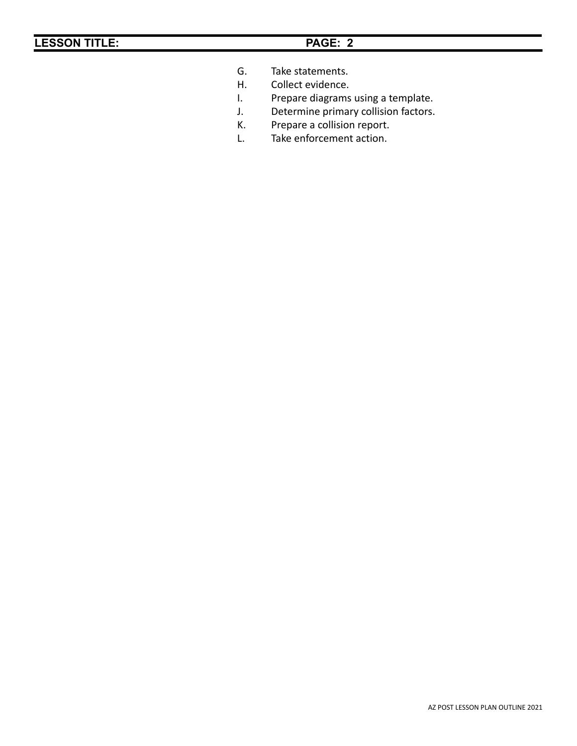G. Take statements.
H. Collect evidence.
I. Prepare diagrams using a template.
J. Determine primary collision factors.
K. Prepare a collision report.
L. Take enforcement action.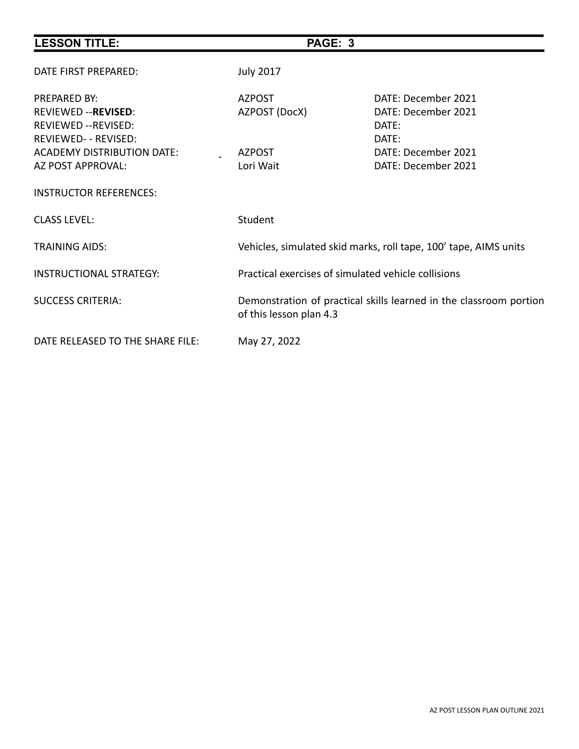| | | |
|---|---|---|
| DATE FIRST PREPARED: | July 2017 | |
| PREPARED BY: | AZPOST | DATE: December 2021 |
| REVIEWED --**REVISED**: | AZPOST (DocX) | DATE: December 2021 |
| REVIEWED --REVISED: | | DATE: |
| REVIEWED- - REVISED: | | DATE: |
| ACADEMY DISTRIBUTION DATE: | AZPOST | DATE: December 2021 |
| AZ POST APPROVAL: | Lori Wait | DATE: December 2021 |
| INSTRUCTOR REFERENCES: | | |
| CLASS LEVEL: | Student | |
| TRAINING AIDS: | Vehicles, simulated skid marks, roll tape, 100' tape, AIMS units | |
| INSTRUCTIONAL STRATEGY: | Practical exercises of simulated vehicle collisions | |
| SUCCESS CRITERIA: | Demonstration of practical skills learned in the classroom portion of this lesson plan 4.3 | |
| DATE RELEASED TO THE SHARE FILE: | May 27, 2022 | |